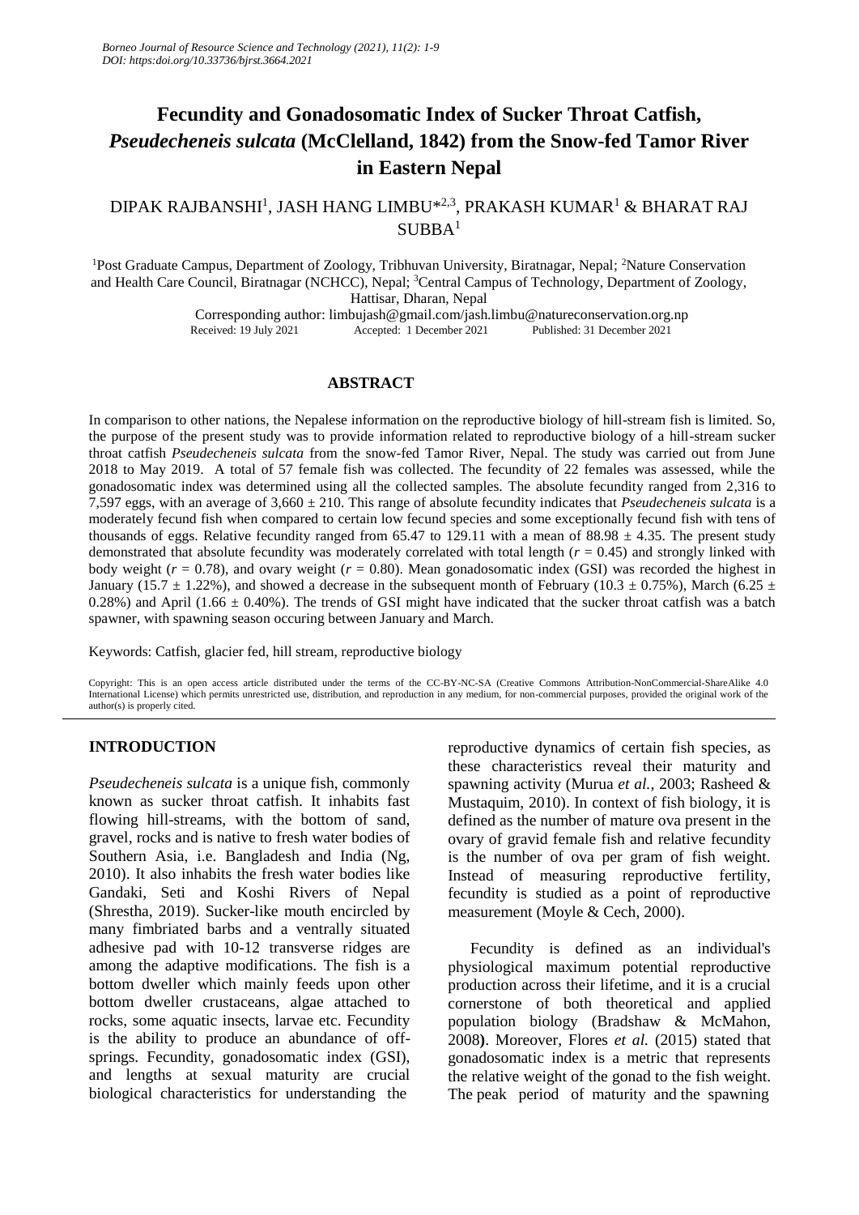# Fecundity and Gonadosomatic Index of Sucker Throat Catfish, *Pseudecheneis sulcata* (McClelland, 1842) from the Snow-fed Tamor River in Eastern Nepal

DIPAK RAJBANSHI[1], JASH HANG LIMBU*[2,3], PRAKASH KUMAR[1] & BHARAT RAJ SUBBA[1]

[1]Post Graduate Campus, Department of Zoology, Tribhuvan University, Biratnagar, Nepal; [2]Nature Conservation and Health Care Council, Biratnagar (NCHCC), Nepal; [3]Central Campus of Technology, Department of Zoology, Hattisar, Dharan, Nepal

Corresponding author: limbujash@gmail.com/jash.limbu@natureconservation.org.np

Received: 19 July 2021 Accepted: 1 December 2021 Published: 31 December 2021

## ABSTRACT

In comparison to other nations, the Nepalese information on the reproductive biology of hill-stream fish is limited. So, the purpose of the present study was to provide information related to reproductive biology of a hill-stream sucker throat catfish *Pseudecheneis sulcata* from the snow-fed Tamor River, Nepal. The study was carried out from June 2018 to May 2019. A total of 57 female fish was collected. The fecundity of 22 females was assessed, while the gonadosomatic index was determined using all the collected samples. The absolute fecundity ranged from 2,316 to 7,597 eggs, with an average of 3,660 ± 210. This range of absolute fecundity indicates that *Pseudecheneis sulcata* is a moderately fecund fish when compared to certain low fecund species and some exceptionally fecund fish with tens of thousands of eggs. Relative fecundity ranged from 65.47 to 129.11 with a mean of 88.98 ± 4.35. The present study demonstrated that absolute fecundity was moderately correlated with total length ($r = 0.45$) and strongly linked with body weight ($r = 0.78$), and ovary weight ($r = 0.80$). Mean gonadosomatic index (GSI) was recorded the highest in January (15.7 ± 1.22%), and showed a decrease in the subsequent month of February (10.3 ± 0.75%), March (6.25 ± 0.28%) and April (1.66 ± 0.40%). The trends of GSI might have indicated that the sucker throat catfish was a batch spawner, with spawning season occuring between January and March.

Keywords: Catfish, glacier fed, hill stream, reproductive biology

Copyright: This is an open access article distributed under the terms of the CC-BY-NC-SA (Creative Commons Attribution-NonCommercial-ShareAlike 4.0 International License) which permits unrestricted use, distribution, and reproduction in any medium, for non-commercial purposes, provided the original work of the author(s) is properly cited.

## INTRODUCTION

*Pseudecheneis sulcata* is a unique fish, commonly known as sucker throat catfish. It inhabits fast flowing hill-streams, with the bottom of sand, gravel, rocks and is native to fresh water bodies of Southern Asia, i.e. Bangladesh and India (Ng, 2010). It also inhabits the fresh water bodies like Gandaki, Seti and Koshi Rivers of Nepal (Shrestha, 2019). Sucker-like mouth encircled by many fimbriated barbs and a ventrally situated adhesive pad with 10-12 transverse ridges are among the adaptive modifications. The fish is a bottom dweller which mainly feeds upon other bottom dweller crustaceans, algae attached to rocks, some aquatic insects, larvae etc. Fecundity is the ability to produce an abundance of off-springs. Fecundity, gonadosomatic index (GSI), and lengths at sexual maturity are crucial biological characteristics for understanding the reproductive dynamics of certain fish species, as these characteristics reveal their maturity and spawning activity (Murua *et al.,* 2003; Rasheed & Mustaquim, 2010). In context of fish biology, it is defined as the number of mature ova present in the ovary of gravid female fish and relative fecundity is the number of ova per gram of fish weight. Instead of measuring reproductive fertility, fecundity is studied as a point of reproductive measurement (Moyle & Cech, 2000).

Fecundity is defined as an individual's physiological maximum potential reproductive production across their lifetime, and it is a crucial cornerstone of both theoretical and applied population biology (Bradshaw & McMahon, 2008**)**. Moreover, Flores *et al.* (2015) stated that gonadosomatic index is a metric that represents the relative weight of the gonad to the fish weight. The peak period of maturity and the spawning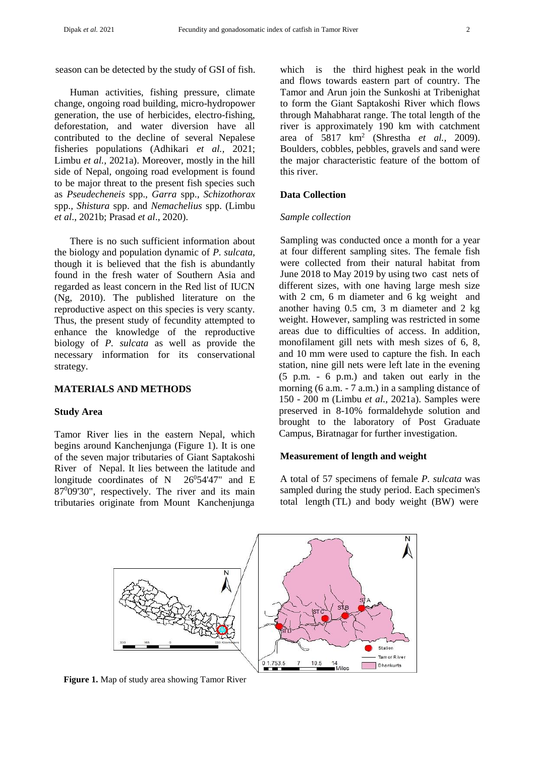season can be detected by the study of GSI of fish.

Human activities, fishing pressure, climate change, ongoing road building, micro-hydropower generation, the use of herbicides, electro-fishing, deforestation, and water diversion have all contributed to the decline of several Nepalese fisheries populations (Adhikari *et al.,* 2021; Limbu *et al.,* 2021a). Moreover, mostly in the hill side of Nepal, ongoing road eevelopment is found to be major threat to the present fish species such as *Pseudecheneis* spp., *Garra* spp., *Schizothorax* spp., *Shistura* spp. and *Nemachelius* spp. (Limbu *et al*., 2021b; Prasad *et al*., 2020).

There is no such sufficient information about the biology and population dynamic of *P. sulcata*, though it is believed that the fish is abundantly found in the fresh water of Southern Asia and regarded as least concern in the Red list of IUCN (Ng, 2010). The published literature on the reproductive aspect on this species is very scanty. Thus, the present study of fecundity attempted to enhance the knowledge of the reproductive biology of *P. sulcata* as well as provide the necessary information for its conservational strategy.

## MATERIALS AND METHODS

### Study Area

Tamor River lies in the eastern Nepal, which begins around Kanchenjunga (Figure 1). It is one of the seven major tributaries of Giant Saptakoshi River of Nepal. It lies between the latitude and longitude coordinates of N 26⁰54'47" and E 87⁰09'30", respectively. The river and its main tributaries originate from Mount Kanchenjunga which is the third highest peak in the world and flows towards eastern part of country. The Tamor and Arun join the Sunkoshi at Tribenighat to form the Giant Saptakoshi River which flows through Mahabharat range. The total length of the river is approximately 190 km with catchment area of 5817 km$^2$ (Shrestha *et al.,* 2009). Boulders, cobbles, pebbles, gravels and sand were the major characteristic feature of the bottom of this river.

### Data Collection

#### *Sample collection*

Sampling was conducted once a month for a year at four different sampling sites. The female fish were collected from their natural habitat from June 2018 to May 2019 by using two cast nets of different sizes, with one having large mesh size with 2 cm, 6 m diameter and 6 kg weight and another having 0.5 cm, 3 m diameter and 2 kg weight. However, sampling was restricted in some areas due to difficulties of access. In addition, monofilament gill nets with mesh sizes of 6, 8, and 10 mm were used to capture the fish. In each station, nine gill nets were left late in the evening (5 p.m. - 6 p.m.) and taken out early in the morning (6 a.m. - 7 a.m.) in a sampling distance of 150 - 200 m (Limbu *et al.,* 2021a). Samples were preserved in 8-10% formaldehyde solution and brought to the laboratory of Post Graduate Campus, Biratnagar for further investigation.

### Measurement of length and weight

A total of 57 specimens of female *P. sulcata* was sampled during the study period. Each specimen's total length (TL) and body weight (BW) were

**Figure 1.** Map of study area showing Tamor River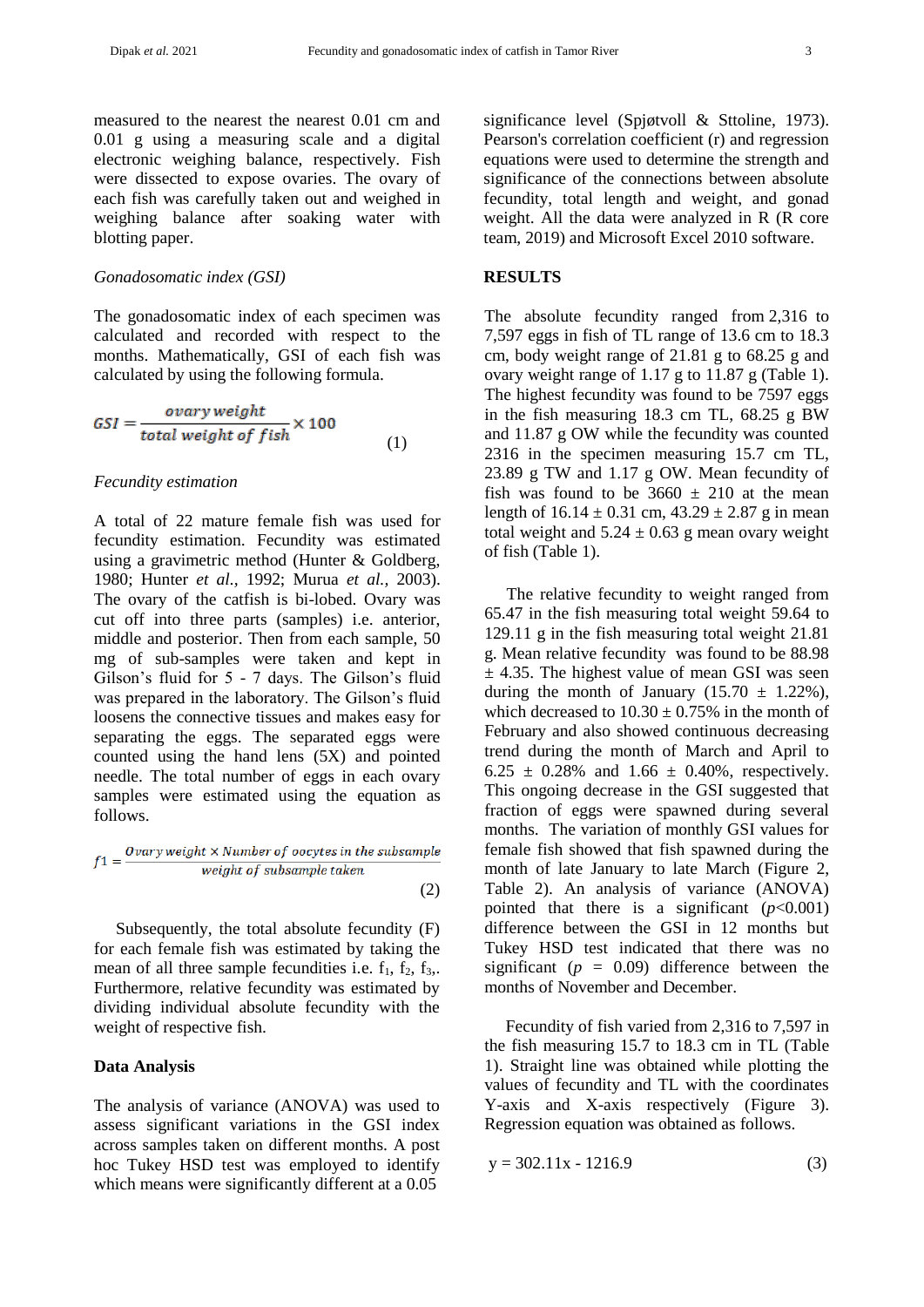measured to the nearest the nearest 0.01 cm and 0.01 g using a measuring scale and a digital electronic weighing balance, respectively. Fish were dissected to expose ovaries. The ovary of each fish was carefully taken out and weighed in weighing balance after soaking water with blotting paper.

*Gonadosomatic index (GSI)*

The gonadosomatic index of each specimen was calculated and recorded with respect to the months. Mathematically, GSI of each fish was calculated by using the following formula.

$$GSI = \frac{ovary\ weight}{total\ weight\ of\ fish} \times 100 \qquad (1)$$

*Fecundity estimation*

A total of 22 mature female fish was used for fecundity estimation. Fecundity was estimated using a gravimetric method (Hunter & Goldberg, 1980; Hunter *et al.*, 1992; Murua *et al.*, 2003). The ovary of the catfish is bi-lobed. Ovary was cut off into three parts (samples) i.e. anterior, middle and posterior. Then from each sample, 50 mg of sub-samples were taken and kept in Gilson's fluid for 5 - 7 days. The Gilson's fluid was prepared in the laboratory. The Gilson's fluid loosens the connective tissues and makes easy for separating the eggs. The separated eggs were counted using the hand lens (5X) and pointed needle. The total number of eggs in each ovary samples were estimated using the equation as follows.

$$f1 = \frac{Ovary\ weight \times Number\ of\ oocytes\ in\ the\ subsample}{weight\ of\ subsample\ taken} \qquad (2)$$

Subsequently, the total absolute fecundity (F) for each female fish was estimated by taking the mean of all three sample fecundities i.e. $f_1$, $f_2$, $f_3$,. Furthermore, relative fecundity was estimated by dividing individual absolute fecundity with the weight of respective fish.

**Data Analysis**

The analysis of variance (ANOVA) was used to assess significant variations in the GSI index across samples taken on different months. A post hoc Tukey HSD test was employed to identify which means were significantly different at a 0.05 significance level (Spjøtvoll & Sttoline, 1973). Pearson's correlation coefficient (r) and regression equations were used to determine the strength and significance of the connections between absolute fecundity, total length and weight, and gonad weight. All the data were analyzed in R (R core team, 2019) and Microsoft Excel 2010 software.

**RESULTS**

The absolute fecundity ranged from 2,316 to 7,597 eggs in fish of TL range of 13.6 cm to 18.3 cm, body weight range of 21.81 g to 68.25 g and ovary weight range of 1.17 g to 11.87 g (Table 1). The highest fecundity was found to be 7597 eggs in the fish measuring 18.3 cm TL, 68.25 g BW and 11.87 g OW while the fecundity was counted 2316 in the specimen measuring 15.7 cm TL, 23.89 g TW and 1.17 g OW. Mean fecundity of fish was found to be 3660 ± 210 at the mean length of 16.14 ± 0.31 cm, 43.29 ± 2.87 g in mean total weight and 5.24 ± 0.63 g mean ovary weight of fish (Table 1).

The relative fecundity to weight ranged from 65.47 in the fish measuring total weight 59.64 to 129.11 g in the fish measuring total weight 21.81 g. Mean relative fecundity was found to be 88.98 ± 4.35. The highest value of mean GSI was seen during the month of January (15.70 ± 1.22%), which decreased to 10.30 ± 0.75% in the month of February and also showed continuous decreasing trend during the month of March and April to 6.25 ± 0.28% and 1.66 ± 0.40%, respectively. This ongoing decrease in the GSI suggested that fraction of eggs were spawned during several months. The variation of monthly GSI values for female fish showed that fish spawned during the month of late January to late March (Figure 2, Table 2). An analysis of variance (ANOVA) pointed that there is a significant ($p$<0.001) difference between the GSI in 12 months but Tukey HSD test indicated that there was no significant ($p$ = 0.09) difference between the months of November and December.

Fecundity of fish varied from 2,316 to 7,597 in the fish measuring 15.7 to 18.3 cm in TL (Table 1). Straight line was obtained while plotting the values of fecundity and TL with the coordinates Y-axis and X-axis respectively (Figure 3). Regression equation was obtained as follows.

$$y = 302.11x - 1216.9 \qquad (3)$$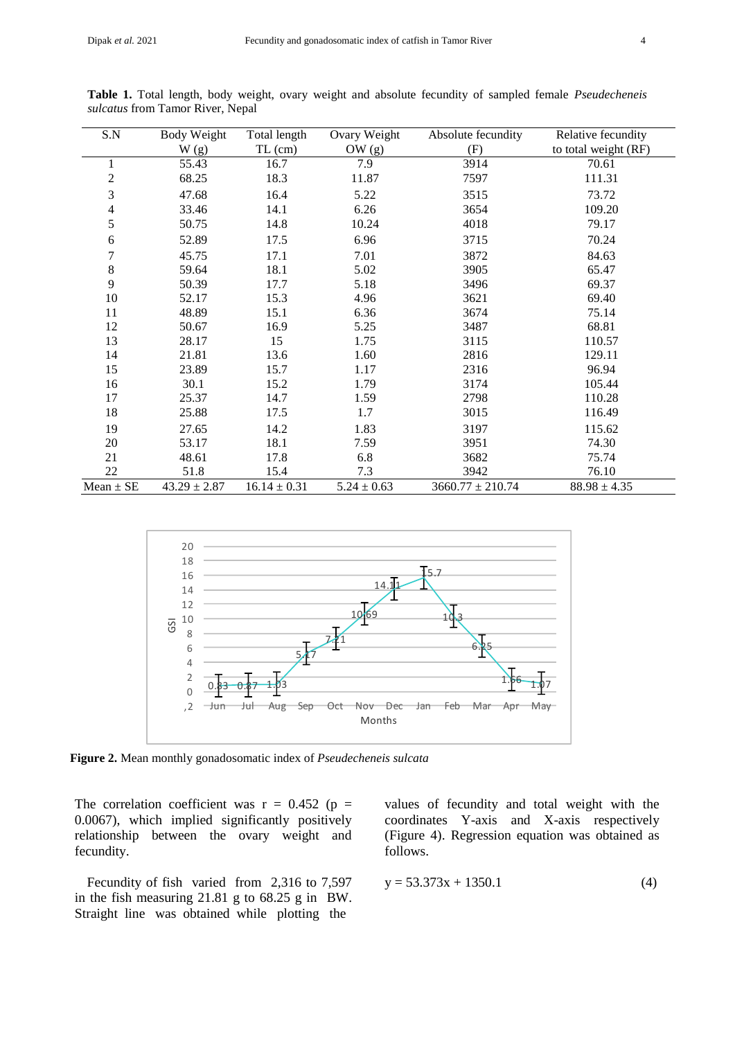**Table 1.** Total length, body weight, ovary weight and absolute fecundity of sampled female *Pseudecheneis sulcatus* from Tamor River, Nepal

| S.N | Body Weight W (g) | Total length TL (cm) | Ovary Weight OW (g) | Absolute fecundity (F) | Relative fecundity to total weight (RF) |
|---|---|---|---|---|---|
| 1 | 55.43 | 16.7 | 7.9 | 3914 | 70.61 |
| 2 | 68.25 | 18.3 | 11.87 | 7597 | 111.31 |
| 3 | 47.68 | 16.4 | 5.22 | 3515 | 73.72 |
| 4 | 33.46 | 14.1 | 6.26 | 3654 | 109.20 |
| 5 | 50.75 | 14.8 | 10.24 | 4018 | 79.17 |
| 6 | 52.89 | 17.5 | 6.96 | 3715 | 70.24 |
| 7 | 45.75 | 17.1 | 7.01 | 3872 | 84.63 |
| 8 | 59.64 | 18.1 | 5.02 | 3905 | 65.47 |
| 9 | 50.39 | 17.7 | 5.18 | 3496 | 69.37 |
| 10 | 52.17 | 15.3 | 4.96 | 3621 | 69.40 |
| 11 | 48.89 | 15.1 | 6.36 | 3674 | 75.14 |
| 12 | 50.67 | 16.9 | 5.25 | 3487 | 68.81 |
| 13 | 28.17 | 15 | 1.75 | 3115 | 110.57 |
| 14 | 21.81 | 13.6 | 1.60 | 2816 | 129.11 |
| 15 | 23.89 | 15.7 | 1.17 | 2316 | 96.94 |
| 16 | 30.1 | 15.2 | 1.79 | 3174 | 105.44 |
| 17 | 25.37 | 14.7 | 1.59 | 2798 | 110.28 |
| 18 | 25.88 | 17.5 | 1.7 | 3015 | 116.49 |
| 19 | 27.65 | 14.2 | 1.83 | 3197 | 115.62 |
| 20 | 53.17 | 18.1 | 7.59 | 3951 | 74.30 |
| 21 | 48.61 | 17.8 | 6.8 | 3682 | 75.74 |
| 22 | 51.8 | 15.4 | 7.3 | 3942 | 76.10 |
| Mean ± SE | 43.29 ± 2.87 | 16.14 ± 0.31 | 5.24 ± 0.63 | 3660.77 ± 210.74 | 88.98 ± 4.35 |

**Figure 2.** Mean monthly gonadosomatic index of *Pseudecheneis sulcata*

The correlation coefficient was $r = 0.452$ ($p = 0.0067$), which implied significantly positively relationship between the ovary weight and fecundity.

Fecundity of fish varied from 2,316 to 7,597 in the fish measuring 21.81 g to 68.25 g in BW. Straight line was obtained while plotting the values of fecundity and total weight with the coordinates Y-axis and X-axis respectively (Figure 4). Regression equation was obtained as follows.

$$y = 53.373x + 1350.1 \quad (4)$$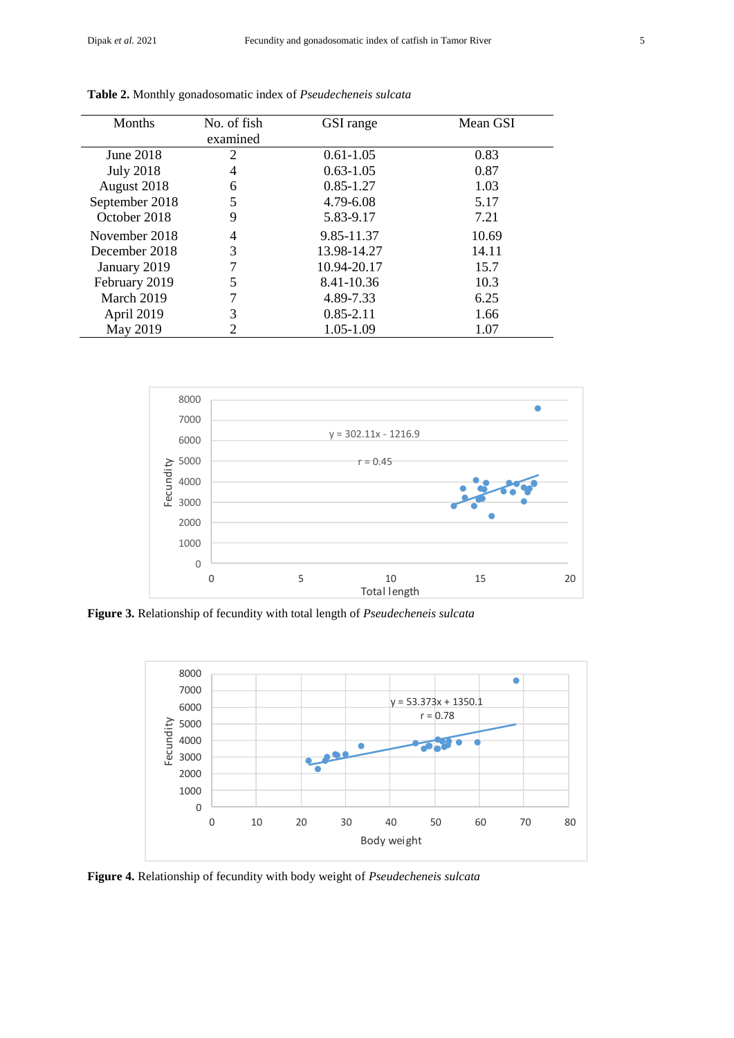**Table 2.** Monthly gonadosomatic index of *Pseudecheneis sulcata*

| Months | No. of fish examined | GSI range | Mean GSI |
|---|---|---|---|
| June 2018 | 2 | 0.61-1.05 | 0.83 |
| July 2018 | 4 | 0.63-1.05 | 0.87 |
| August 2018 | 6 | 0.85-1.27 | 1.03 |
| September 2018 | 5 | 4.79-6.08 | 5.17 |
| October 2018 | 9 | 5.83-9.17 | 7.21 |
| November 2018 | 4 | 9.85-11.37 | 10.69 |
| December 2018 | 3 | 13.98-14.27 | 14.11 |
| January 2019 | 7 | 10.94-20.17 | 15.7 |
| February 2019 | 5 | 8.41-10.36 | 10.3 |
| March 2019 | 7 | 4.89-7.33 | 6.25 |
| April 2019 | 3 | 0.85-2.11 | 1.66 |
| May 2019 | 2 | 1.05-1.09 | 1.07 |

**Figure 3.** Relationship of fecundity with total length of *Pseudecheneis sulcata*

**Figure 4.** Relationship of fecundity with body weight of *Pseudecheneis sulcata*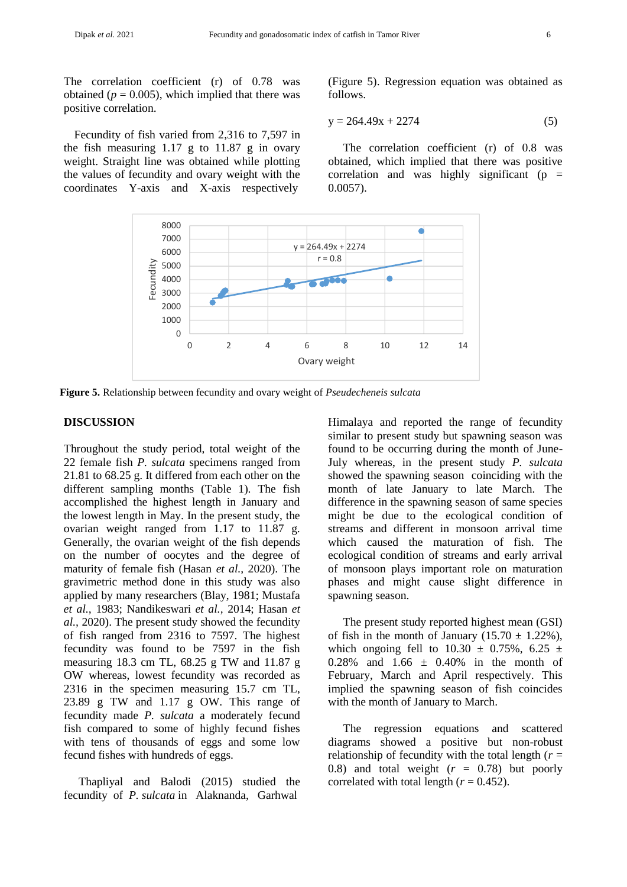The correlation coefficient (r) of 0.78 was obtained ($p$ = 0.005), which implied that there was positive correlation.

Fecundity of fish varied from 2,316 to 7,597 in the fish measuring 1.17 g to 11.87 g in ovary weight. Straight line was obtained while plotting the values of fecundity and ovary weight with the coordinates Y-axis and X-axis respectively (Figure 5). Regression equation was obtained as follows.

$$y = 264.49x + 2274 \quad (5)$$

The correlation coefficient (r) of 0.8 was obtained, which implied that there was positive correlation and was highly significant (p = 0.0057).

**Figure 5.** Relationship between fecundity and ovary weight of *Pseudecheneis sulcata*

## DISCUSSION

Throughout the study period, total weight of the 22 female fish *P. sulcata* specimens ranged from 21.81 to 68.25 g. It differed from each other on the different sampling months (Table 1). The fish accomplished the highest length in January and the lowest length in May. In the present study, the ovarian weight ranged from 1.17 to 11.87 g. Generally, the ovarian weight of the fish depends on the number of oocytes and the degree of maturity of female fish (Hasan *et al.*, 2020). The gravimetric method done in this study was also applied by many researchers (Blay, 1981; Mustafa *et al.*, 1983; Nandikeswari *et al.*, 2014; Hasan *et al.*, 2020). The present study showed the fecundity of fish ranged from 2316 to 7597. The highest fecundity was found to be 7597 in the fish measuring 18.3 cm TL, 68.25 g TW and 11.87 g OW whereas, lowest fecundity was recorded as 2316 in the specimen measuring 15.7 cm TL, 23.89 g TW and 1.17 g OW. This range of fecundity made *P. sulcata* a moderately fecund fish compared to some of highly fecund fishes with tens of thousands of eggs and some low fecund fishes with hundreds of eggs.

Thapliyal and Balodi (2015) studied the fecundity of *P. sulcata* in Alaknanda, Garhwal Himalaya and reported the range of fecundity similar to present study but spawning season was found to be occurring during the month of June-July whereas, in the present study *P. sulcata* showed the spawning season coinciding with the month of late January to late March. The difference in the spawning season of same species might be due to the ecological condition of streams and different in monsoon arrival time which caused the maturation of fish. The ecological condition of streams and early arrival of monsoon plays important role on maturation phases and might cause slight difference in spawning season.

The present study reported highest mean (GSI) of fish in the month of January (15.70 ± 1.22%), which ongoing fell to 10.30 ± 0.75%, 6.25 ± 0.28% and 1.66 ± 0.40% in the month of February, March and April respectively. This implied the spawning season of fish coincides with the month of January to March.

The regression equations and scattered diagrams showed a positive but non-robust relationship of fecundity with the total length ($r$ = 0.8) and total weight ($r$ = 0.78) but poorly correlated with total length ($r$ = 0.452).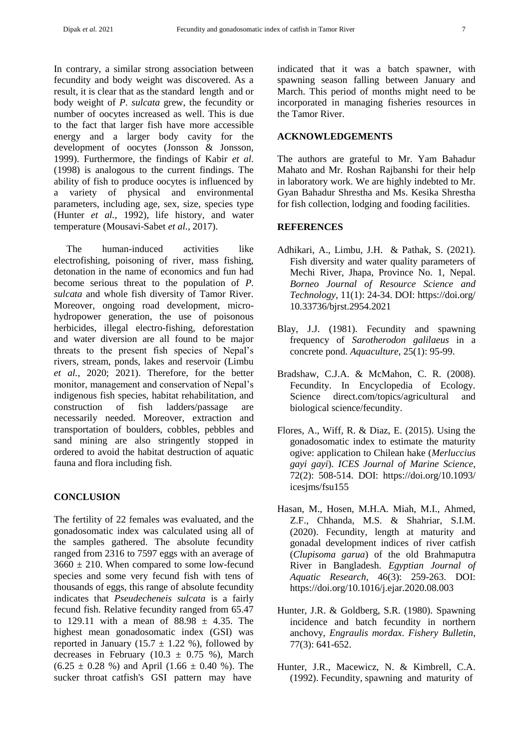In contrary, a similar strong association between fecundity and body weight was discovered. As a result, it is clear that as the standard length and or body weight of *P. sulcata* grew, the fecundity or number of oocytes increased as well. This is due to the fact that larger fish have more accessible energy and a larger body cavity for the development of oocytes (Jonsson & Jonsson, 1999). Furthermore, the findings of Kabir *et al.* (1998) is analogous to the current findings. The ability of fish to produce oocytes is influenced by a variety of physical and environmental parameters, including age, sex, size, species type (Hunter *et al.,* 1992), life history, and water temperature (Mousavi-Sabet *et al.,* 2017).

The human-induced activities like electrofishing, poisoning of river, mass fishing, detonation in the name of economics and fun had become serious threat to the population of *P. sulcata* and whole fish diversity of Tamor River. Moreover, ongoing road development, micro-hydropower generation, the use of poisonous herbicides, illegal electro-fishing, deforestation and water diversion are all found to be major threats to the present fish species of Nepal's rivers, stream, ponds, lakes and reservoir (Limbu *et al.,* 2020; 2021). Therefore, for the better monitor, management and conservation of Nepal's indigenous fish species, habitat rehabilitation, and construction of fish ladders/passage are necessarily needed. Moreover, extraction and transportation of boulders, cobbles, pebbles and sand mining are also stringently stopped in ordered to avoid the habitat destruction of aquatic fauna and flora including fish.

## CONCLUSION

The fertility of 22 females was evaluated, and the gonadosomatic index was calculated using all of the samples gathered. The absolute fecundity ranged from 2316 to 7597 eggs with an average of $3660 \pm 210$. When compared to some low-fecund species and some very fecund fish with tens of thousands of eggs, this range of absolute fecundity indicates that *Pseudecheneis sulcata* is a fairly fecund fish. Relative fecundity ranged from 65.47 to 129.11 with a mean of $88.98 \pm 4.35$. The highest mean gonadosomatic index (GSI) was reported in January ($15.7 \pm 1.22$ %), followed by decreases in February ($10.3 \pm 0.75$ %), March ($6.25 \pm 0.28$ %) and April ($1.66 \pm 0.40$ %). The sucker throat catfish's GSI pattern may have indicated that it was a batch spawner, with spawning season falling between January and March. This period of months might need to be incorporated in managing fisheries resources in the Tamor River.

## ACKNOWLEDGEMENTS

The authors are grateful to Mr. Yam Bahadur Mahato and Mr. Roshan Rajbanshi for their help in laboratory work. We are highly indebted to Mr. Gyan Bahadur Shrestha and Ms. Kesika Shrestha for fish collection, lodging and fooding facilities.

## REFERENCES

Adhikari, A., Limbu, J.H. & Pathak, S. (2021). Fish diversity and water quality parameters of Mechi River, Jhapa, Province No. 1, Nepal. *Borneo Journal of Resource Science and Technology*, 11(1): 24-34. DOI: https://doi.org/10.33736/bjrst.2954.2021

Blay, J.J. (1981). Fecundity and spawning frequency of *Sarotherodon galilaeus* in a concrete pond. *Aquaculture*, 25(1): 95-99.

Bradshaw, C.J.A. & McMahon, C. R. (2008). Fecundity. In Encyclopedia of Ecology. Science direct.com/topics/agricultural and biological science/fecundity.

Flores, A., Wiff, R. & Diaz, E. (2015). Using the gonadosomatic index to estimate the maturity ogive: application to Chilean hake (*Merluccius gayi gayi*). *ICES Journal of Marine Science*, 72(2): 508-514. DOI: https://doi.org/10.1093/icesjms/fsu155

Hasan, M., Hosen, M.H.A. Miah, M.I., Ahmed, Z.F., Chhanda, M.S. & Shahriar, S.I.M. (2020). Fecundity, length at maturity and gonadal development indices of river catfish (*Clupisoma garua*) of the old Brahmaputra River in Bangladesh. *Egyptian Journal of Aquatic Research*, 46(3): 259-263. DOI: https://doi.org/10.1016/j.ejar.2020.08.003

Hunter, J.R. & Goldberg, S.R. (1980). Spawning incidence and batch fecundity in northern anchovy, *Engraulis mordax*. *Fishery Bulletin*, 77(3): 641-652.

Hunter, J.R., Macewicz, N. & Kimbrell, C.A. (1992). Fecundity, spawning and maturity of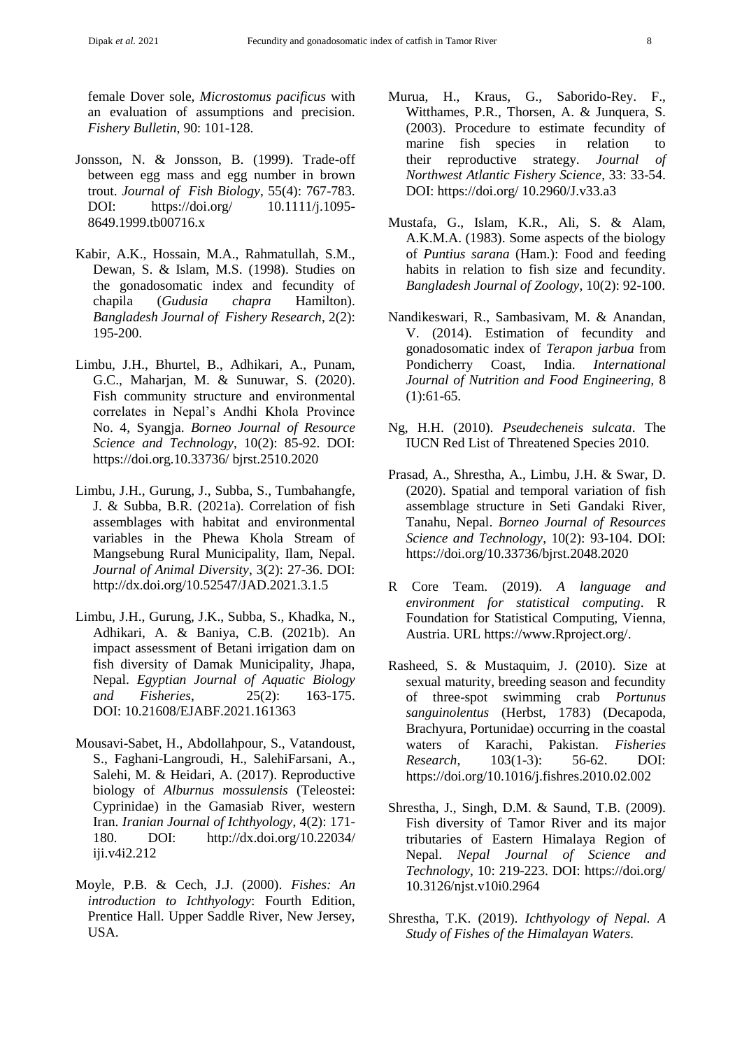female Dover sole, *Microstomus pacificus* with an evaluation of assumptions and precision. *Fishery Bulletin*, 90: 101-128.

Jonsson, N. & Jonsson, B. (1999). Trade-off between egg mass and egg number in brown trout. *Journal of Fish Biology*, 55(4): 767-783. DOI: https://doi.org/ 10.1111/j.1095-8649.1999.tb00716.x

Kabir, A.K., Hossain, M.A., Rahmatullah, S.M., Dewan, S. & Islam, M.S. (1998). Studies on the gonadosomatic index and fecundity of chapila (*Gudusia chapra* Hamilton). *Bangladesh Journal of Fishery Research*, 2(2): 195-200.

Limbu, J.H., Bhurtel, B., Adhikari, A., Punam, G.C., Maharjan, M. & Sunuwar, S. (2020). Fish community structure and environmental correlates in Nepal's Andhi Khola Province No. 4, Syangja. *Borneo Journal of Resource Science and Technology*, 10(2): 85-92. DOI: https://doi.org.10.33736/ bjrst.2510.2020

Limbu, J.H., Gurung, J., Subba, S., Tumbahangfe, J. & Subba, B.R. (2021a). Correlation of fish assemblages with habitat and environmental variables in the Phewa Khola Stream of Mangsebung Rural Municipality, Ilam, Nepal. *Journal of Animal Diversity*, 3(2): 27-36. DOI: http://dx.doi.org/10.52547/JAD.2021.3.1.5

Limbu, J.H., Gurung, J.K., Subba, S., Khadka, N., Adhikari, A. & Baniya, C.B. (2021b). An impact assessment of Betani irrigation dam on fish diversity of Damak Municipality, Jhapa, Nepal. *Egyptian Journal of Aquatic Biology and Fisheries*, 25(2): 163-175. DOI: 10.21608/EJABF.2021.161363

Mousavi-Sabet, H., Abdollahpour, S., Vatandoust, S., Faghani-Langroudi, H., SalehiFarsani, A., Salehi, M. & Heidari, A. (2017). Reproductive biology of *Alburnus mossulensis* (Teleostei: Cyprinidae) in the Gamasiab River, western Iran. *Iranian Journal of Ichthyology*, 4(2): 171-180. DOI: http://dx.doi.org/10.22034/ iji.v4i2.212

Moyle, P.B. & Cech, J.J. (2000). *Fishes: An introduction to Ichthyology*: Fourth Edition, Prentice Hall. Upper Saddle River, New Jersey, USA.

Murua, H., Kraus, G., Saborido-Rey. F., Witthames, P.R., Thorsen, A. & Junquera, S. (2003). Procedure to estimate fecundity of marine fish species in relation to their reproductive strategy. *Journal of Northwest Atlantic Fishery Science*, 33: 33-54. DOI: https://doi.org/ 10.2960/J.v33.a3

Mustafa, G., Islam, K.R., Ali, S. & Alam, A.K.M.A. (1983). Some aspects of the biology of *Puntius sarana* (Ham.): Food and feeding habits in relation to fish size and fecundity. *Bangladesh Journal of Zoology*, 10(2): 92-100.

Nandikeswari, R., Sambasivam, M. & Anandan, V. (2014). Estimation of fecundity and gonadosomatic index of *Terapon jarbua* from Pondicherry Coast, India. *International Journal of Nutrition and Food Engineering*, 8 (1):61-65.

Ng, H.H. (2010). *Pseudecheneis sulcata*. The IUCN Red List of Threatened Species 2010.

Prasad, A., Shrestha, A., Limbu, J.H. & Swar, D. (2020). Spatial and temporal variation of fish assemblage structure in Seti Gandaki River, Tanahu, Nepal. *Borneo Journal of Resources Science and Technology*, 10(2): 93-104. DOI: https://doi.org/10.33736/bjrst.2048.2020

R Core Team. (2019). *A language and environment for statistical computing*. R Foundation for Statistical Computing, Vienna, Austria. URL https://www.Rproject.org/.

Rasheed, S. & Mustaquim, J. (2010). Size at sexual maturity, breeding season and fecundity of three-spot swimming crab *Portunus sanguinolentus* (Herbst, 1783) (Decapoda, Brachyura, Portunidae) occurring in the coastal waters of Karachi, Pakistan. *Fisheries Research*, 103(1-3): 56-62. DOI: https://doi.org/10.1016/j.fishres.2010.02.002

Shrestha, J., Singh, D.M. & Saund, T.B. (2009). Fish diversity of Tamor River and its major tributaries of Eastern Himalaya Region of Nepal. *Nepal Journal of Science and Technology*, 10: 219-223. DOI: https://doi.org/ 10.3126/njst.v10i0.2964

Shrestha, T.K. (2019). *Ichthyology of Nepal. A Study of Fishes of the Himalayan Waters.*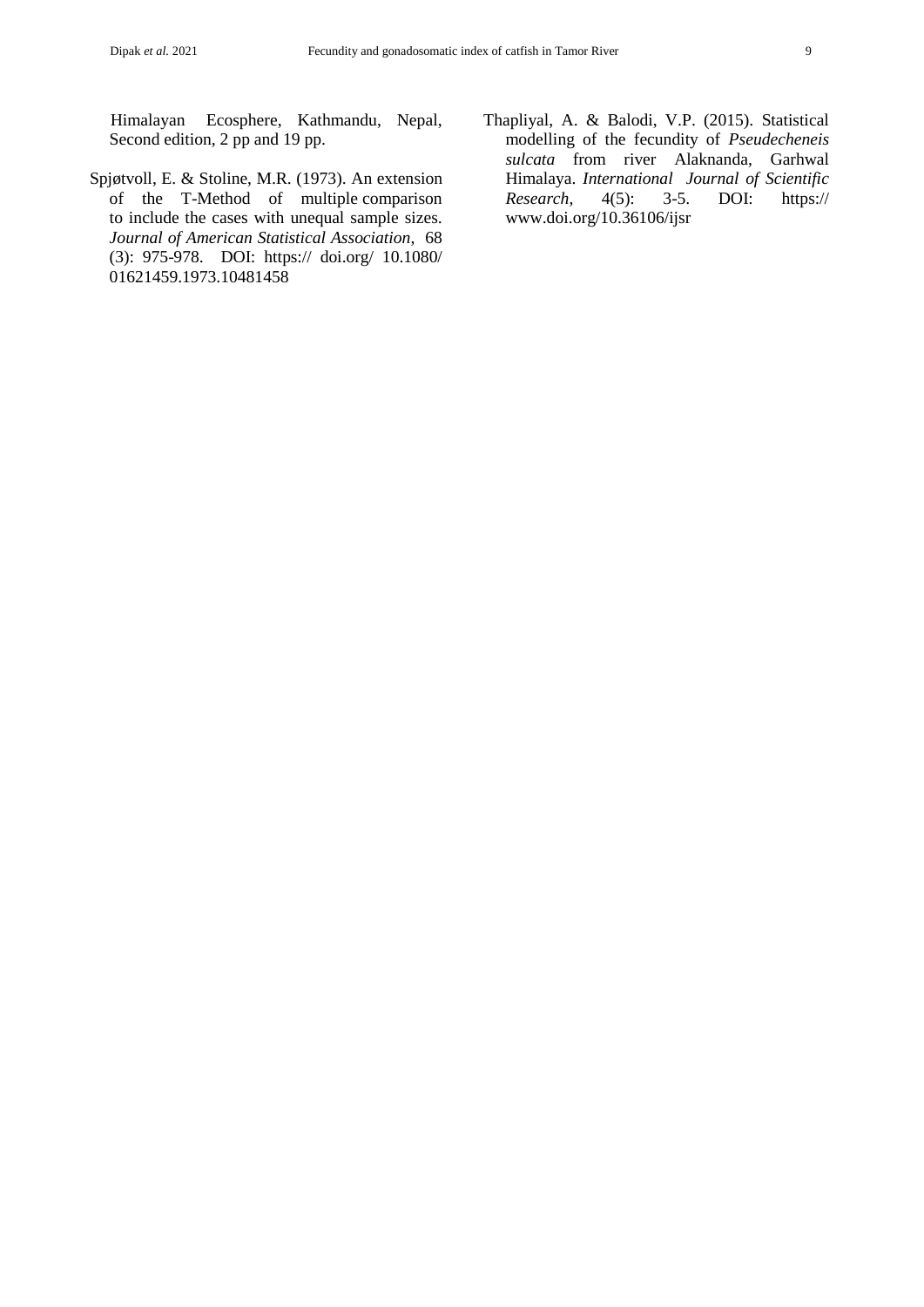Himalayan Ecosphere, Kathmandu, Nepal, Second edition, 2 pp and 19 pp.

Spjøtvoll, E. & Stoline, M.R. (1973). An extension of the T-Method of multiple comparison to include the cases with unequal sample sizes. *Journal of American Statistical Association*, 68 (3): 975-978. DOI: https:// doi.org/ 10.1080/ 01621459.1973.10481458

Thapliyal, A. & Balodi, V.P. (2015). Statistical modelling of the fecundity of *Pseudecheneis sulcata* from river Alaknanda, Garhwal Himalaya. *International Journal of Scientific Research*, 4(5): 3-5. DOI: https:// www.doi.org/10.36106/ijsr